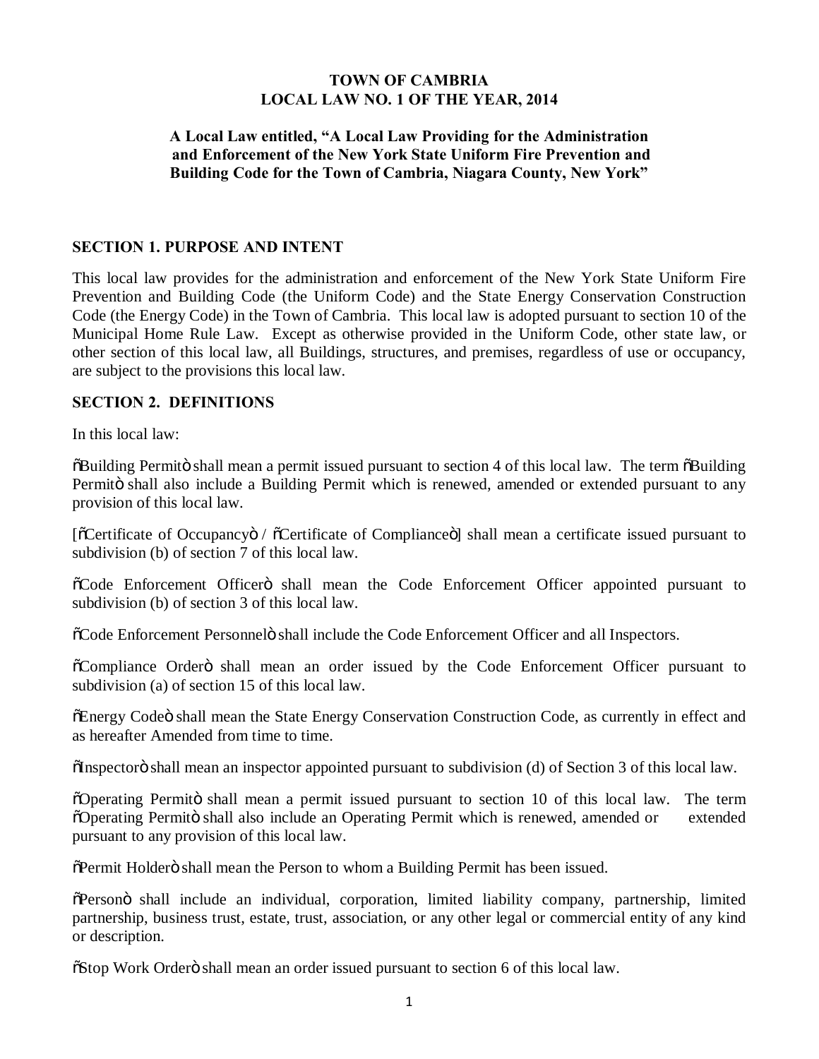**TOWN OF CAMBRIA**
**LOCAL LAW NO. 1 OF THE YEAR, 2014**

**A Local Law entitled, "A Local Law Providing for the Administration and Enforcement of the New York State Uniform Fire Prevention and Building Code for the Town of Cambria, Niagara County, New York"**

## SECTION 1. PURPOSE AND INTENT

This local law provides for the administration and enforcement of the New York State Uniform Fire Prevention and Building Code (the Uniform Code) and the State Energy Conservation Construction Code (the Energy Code) in the Town of Cambria. This local law is adopted pursuant to section 10 of the Municipal Home Rule Law. Except as otherwise provided in the Uniform Code, other state law, or other section of this local law, all Buildings, structures, and premises, regardless of use or occupancy, are subject to the provisions this local law.

## SECTION 2. DEFINITIONS

In this local law:

õBuilding Permitö shall mean a permit issued pursuant to section 4 of this local law. The term õBuilding Permitö shall also include a Building Permit which is renewed, amended or extended pursuant to any provision of this local law.

[õCertificate of Occupancyö / õCertificate of Complianceö] shall mean a certificate issued pursuant to subdivision (b) of section 7 of this local law.

õCode Enforcement Officerö shall mean the Code Enforcement Officer appointed pursuant to subdivision (b) of section 3 of this local law.

õCode Enforcement Personnelö shall include the Code Enforcement Officer and all Inspectors.

õCompliance Orderö shall mean an order issued by the Code Enforcement Officer pursuant to subdivision (a) of section 15 of this local law.

õEnergy Codeö shall mean the State Energy Conservation Construction Code, as currently in effect and as hereafter Amended from time to time.

õInspectorö shall mean an inspector appointed pursuant to subdivision (d) of Section 3 of this local law.

õOperating Permitö shall mean a permit issued pursuant to section 10 of this local law. The term õOperating Permitö shall also include an Operating Permit which is renewed, amended or extended pursuant to any provision of this local law.

õPermit Holderö shall mean the Person to whom a Building Permit has been issued.

õPersonö shall include an individual, corporation, limited liability company, partnership, limited partnership, business trust, estate, trust, association, or any other legal or commercial entity of any kind or description.

õStop Work Orderö shall mean an order issued pursuant to section 6 of this local law.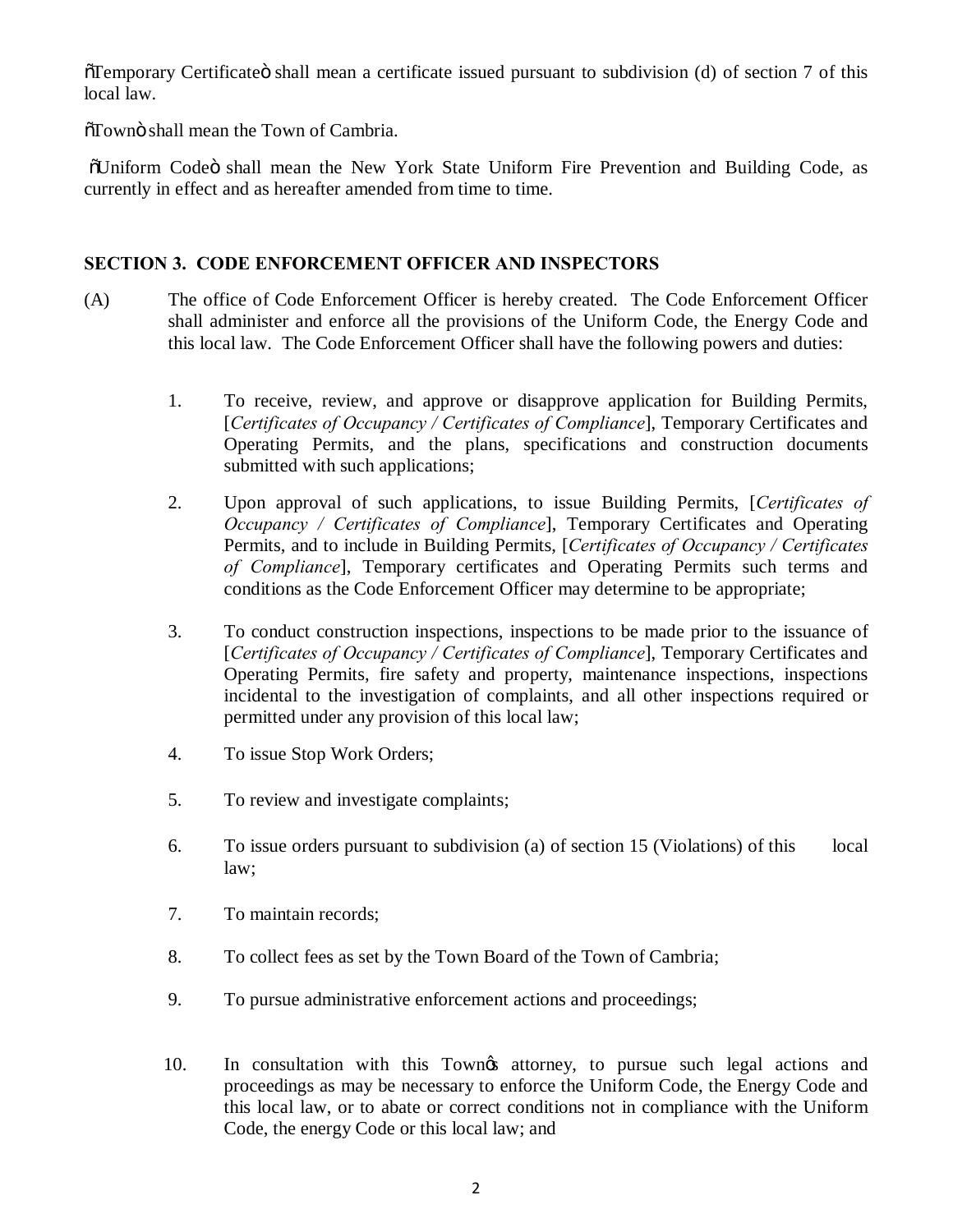õTemporary Certificateö shall mean a certificate issued pursuant to subdivision (d) of section 7 of this local law.

õTownö shall mean the Town of Cambria.

õUniform Codeö shall mean the New York State Uniform Fire Prevention and Building Code, as currently in effect and as hereafter amended from time to time.

## SECTION 3. CODE ENFORCEMENT OFFICER AND INSPECTORS

(A) The office of Code Enforcement Officer is hereby created. The Code Enforcement Officer shall administer and enforce all the provisions of the Uniform Code, the Energy Code and this local law. The Code Enforcement Officer shall have the following powers and duties:

1. To receive, review, and approve or disapprove application for Building Permits, [*Certificates of Occupancy / Certificates of Compliance*], Temporary Certificates and Operating Permits, and the plans, specifications and construction documents submitted with such applications;

2. Upon approval of such applications, to issue Building Permits, [*Certificates of Occupancy / Certificates of Compliance*], Temporary Certificates and Operating Permits, and to include in Building Permits, [*Certificates of Occupancy / Certificates of Compliance*], Temporary certificates and Operating Permits such terms and conditions as the Code Enforcement Officer may determine to be appropriate;

3. To conduct construction inspections, inspections to be made prior to the issuance of [*Certificates of Occupancy / Certificates of Compliance*], Temporary Certificates and Operating Permits, fire safety and property, maintenance inspections, inspections incidental to the investigation of complaints, and all other inspections required or permitted under any provision of this local law;

4. To issue Stop Work Orders;

5. To review and investigate complaints;

6. To issue orders pursuant to subdivision (a) of section 15 (Violations) of this local law;

7. To maintain records;

8. To collect fees as set by the Town Board of the Town of Cambria;

9. To pursue administrative enforcement actions and proceedings;

10. In consultation with this Townøs attorney, to pursue such legal actions and proceedings as may be necessary to enforce the Uniform Code, the Energy Code and this local law, or to abate or correct conditions not in compliance with the Uniform Code, the energy Code or this local law; and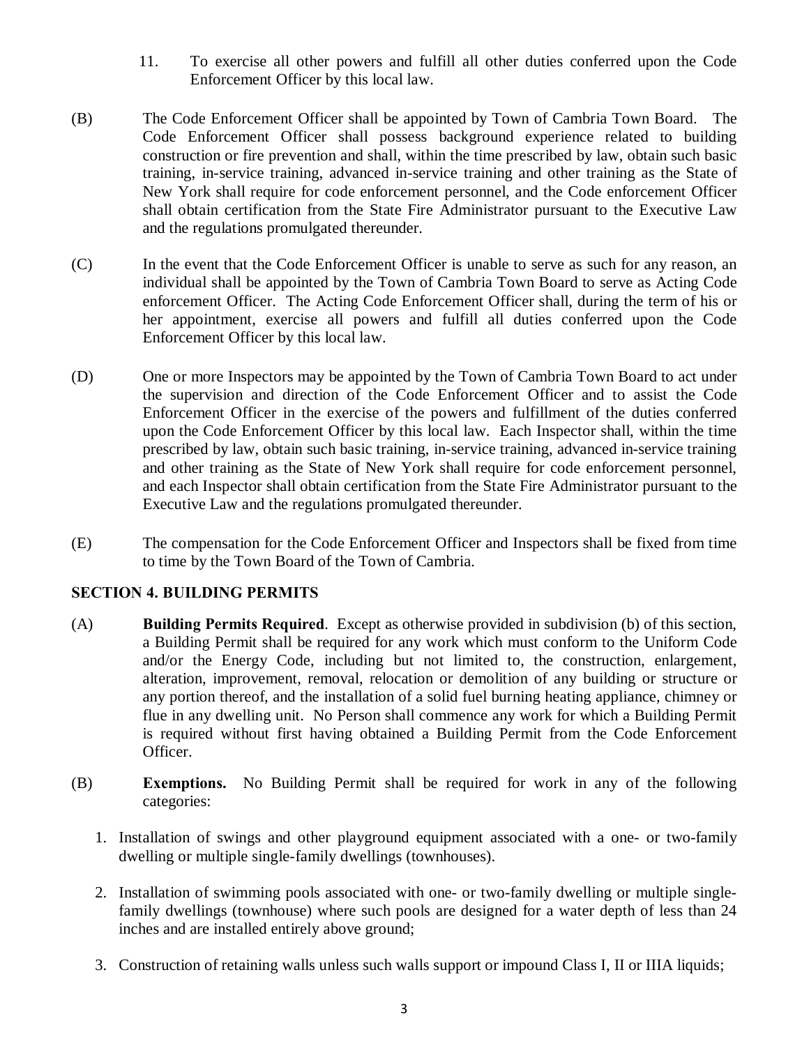11. To exercise all other powers and fulfill all other duties conferred upon the Code Enforcement Officer by this local law.

(B) The Code Enforcement Officer shall be appointed by Town of Cambria Town Board. The Code Enforcement Officer shall possess background experience related to building construction or fire prevention and shall, within the time prescribed by law, obtain such basic training, in-service training, advanced in-service training and other training as the State of New York shall require for code enforcement personnel, and the Code enforcement Officer shall obtain certification from the State Fire Administrator pursuant to the Executive Law and the regulations promulgated thereunder.

(C) In the event that the Code Enforcement Officer is unable to serve as such for any reason, an individual shall be appointed by the Town of Cambria Town Board to serve as Acting Code enforcement Officer. The Acting Code Enforcement Officer shall, during the term of his or her appointment, exercise all powers and fulfill all duties conferred upon the Code Enforcement Officer by this local law.

(D) One or more Inspectors may be appointed by the Town of Cambria Town Board to act under the supervision and direction of the Code Enforcement Officer and to assist the Code Enforcement Officer in the exercise of the powers and fulfillment of the duties conferred upon the Code Enforcement Officer by this local law. Each Inspector shall, within the time prescribed by law, obtain such basic training, in-service training, advanced in-service training and other training as the State of New York shall require for code enforcement personnel, and each Inspector shall obtain certification from the State Fire Administrator pursuant to the Executive Law and the regulations promulgated thereunder.

(E) The compensation for the Code Enforcement Officer and Inspectors shall be fixed from time to time by the Town Board of the Town of Cambria.

**SECTION 4. BUILDING PERMITS**

(A) **Building Permits Required**. Except as otherwise provided in subdivision (b) of this section, a Building Permit shall be required for any work which must conform to the Uniform Code and/or the Energy Code, including but not limited to, the construction, enlargement, alteration, improvement, removal, relocation or demolition of any building or structure or any portion thereof, and the installation of a solid fuel burning heating appliance, chimney or flue in any dwelling unit. No Person shall commence any work for which a Building Permit is required without first having obtained a Building Permit from the Code Enforcement Officer.

(B) **Exemptions.** No Building Permit shall be required for work in any of the following categories:

1. Installation of swings and other playground equipment associated with a one- or two-family dwelling or multiple single-family dwellings (townhouses).
2. Installation of swimming pools associated with one- or two-family dwelling or multiple single-family dwellings (townhouse) where such pools are designed for a water depth of less than 24 inches and are installed entirely above ground;
3. Construction of retaining walls unless such walls support or impound Class I, II or IIIA liquids;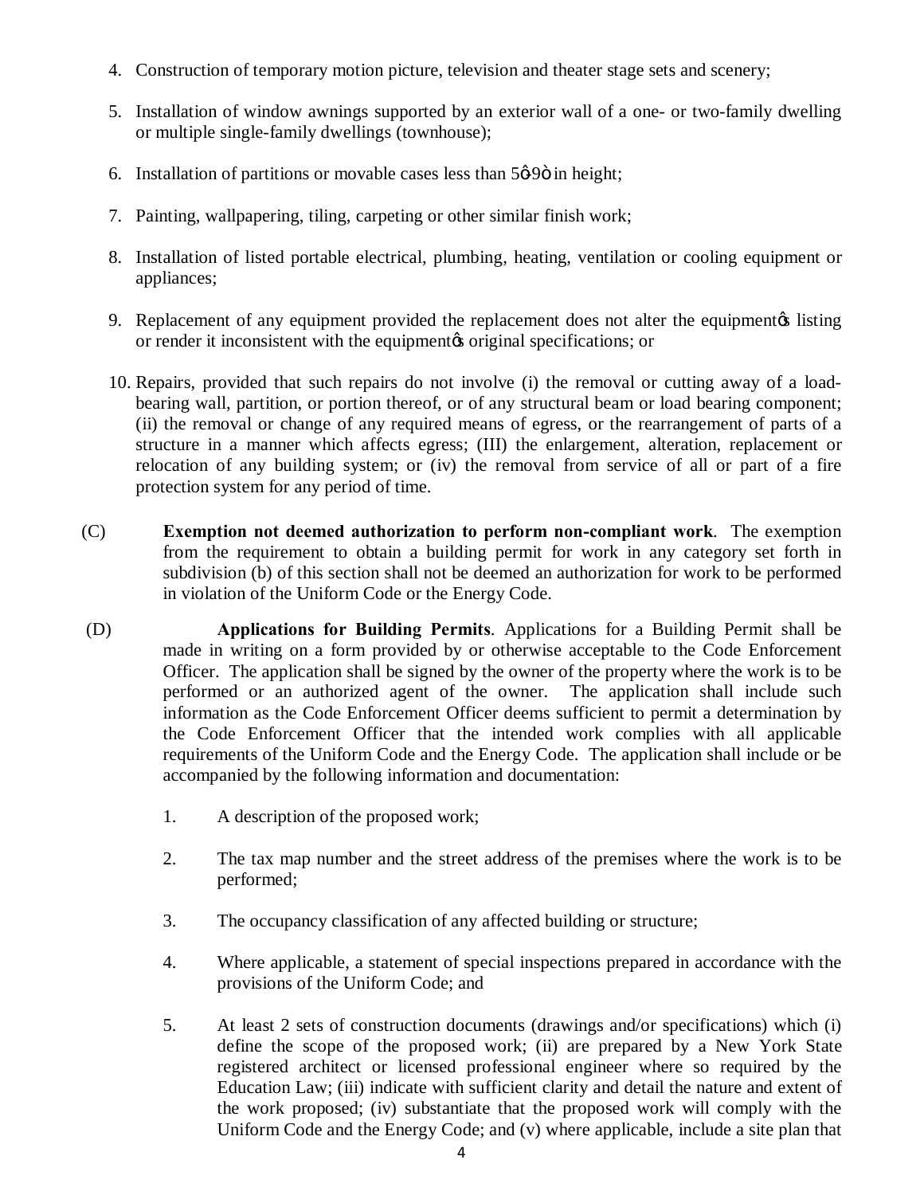4. Construction of temporary motion picture, television and theater stage sets and scenery;

5. Installation of window awnings supported by an exterior wall of a one- or two-family dwelling or multiple single-family dwellings (townhouse);

6. Installation of partitions or movable cases less than 5ø9ö in height;

7. Painting, wallpapering, tiling, carpeting or other similar finish work;

8. Installation of listed portable electrical, plumbing, heating, ventilation or cooling equipment or appliances;

9. Replacement of any equipment provided the replacement does not alter the equipmentøs listing or render it inconsistent with the equipmentøs original specifications; or

10. Repairs, provided that such repairs do not involve (i) the removal or cutting away of a load-bearing wall, partition, or portion thereof, or of any structural beam or load bearing component; (ii) the removal or change of any required means of egress, or the rearrangement of parts of a structure in a manner which affects egress; (III) the enlargement, alteration, replacement or relocation of any building system; or (iv) the removal from service of all or part of a fire protection system for any period of time.

(C) **Exemption not deemed authorization to perform non-compliant work**. The exemption from the requirement to obtain a building permit for work in any category set forth in subdivision (b) of this section shall not be deemed an authorization for work to be performed in violation of the Uniform Code or the Energy Code.

(D) **Applications for Building Permits**. Applications for a Building Permit shall be made in writing on a form provided by or otherwise acceptable to the Code Enforcement Officer. The application shall be signed by the owner of the property where the work is to be performed or an authorized agent of the owner. The application shall include such information as the Code Enforcement Officer deems sufficient to permit a determination by the Code Enforcement Officer that the intended work complies with all applicable requirements of the Uniform Code and the Energy Code. The application shall include or be accompanied by the following information and documentation:

1. A description of the proposed work;

2. The tax map number and the street address of the premises where the work is to be performed;

3. The occupancy classification of any affected building or structure;

4. Where applicable, a statement of special inspections prepared in accordance with the provisions of the Uniform Code; and

5. At least 2 sets of construction documents (drawings and/or specifications) which (i) define the scope of the proposed work; (ii) are prepared by a New York State registered architect or licensed professional engineer where so required by the Education Law; (iii) indicate with sufficient clarity and detail the nature and extent of the work proposed; (iv) substantiate that the proposed work will comply with the Uniform Code and the Energy Code; and (v) where applicable, include a site plan that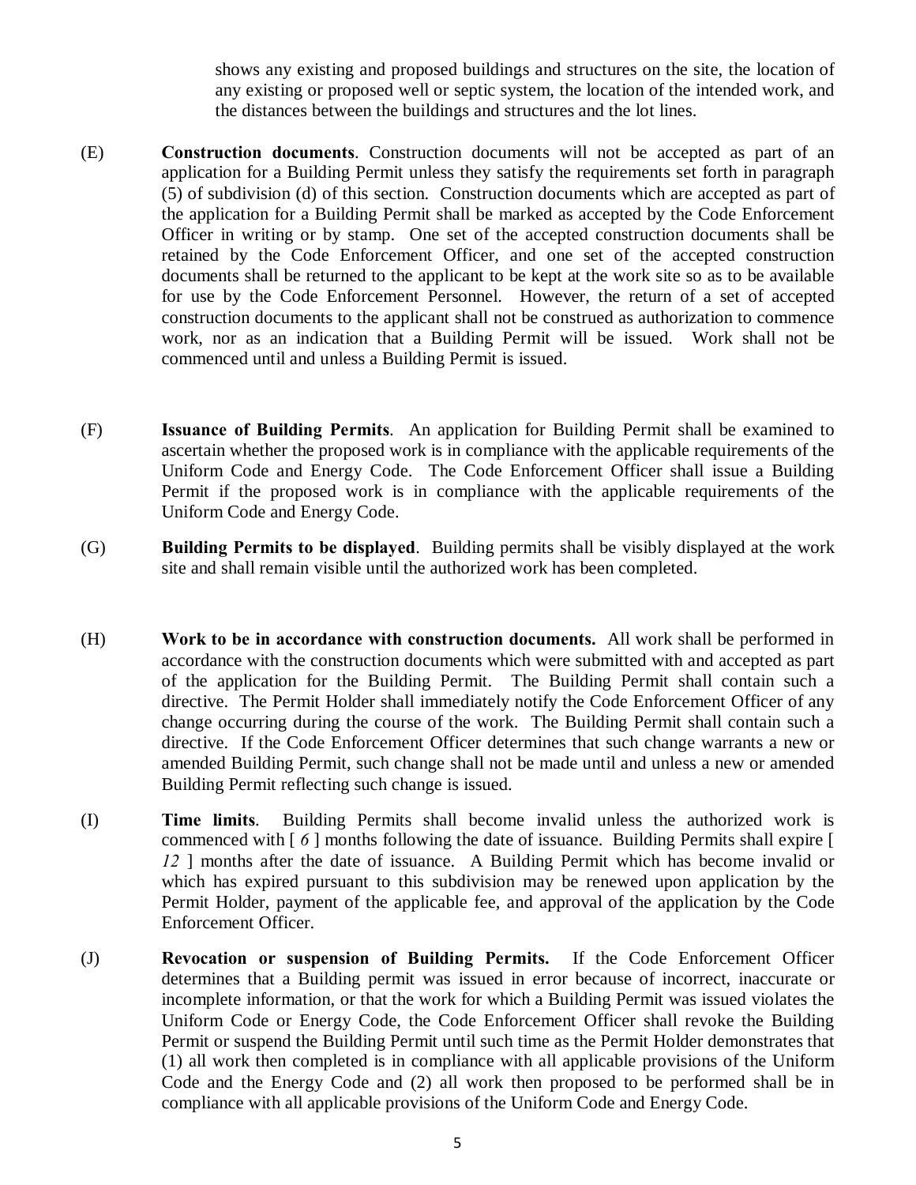shows any existing and proposed buildings and structures on the site, the location of any existing or proposed well or septic system, the location of the intended work, and the distances between the buildings and structures and the lot lines.

(E) **Construction documents**. Construction documents will not be accepted as part of an application for a Building Permit unless they satisfy the requirements set forth in paragraph (5) of subdivision (d) of this section. Construction documents which are accepted as part of the application for a Building Permit shall be marked as accepted by the Code Enforcement Officer in writing or by stamp. One set of the accepted construction documents shall be retained by the Code Enforcement Officer, and one set of the accepted construction documents shall be returned to the applicant to be kept at the work site so as to be available for use by the Code Enforcement Personnel. However, the return of a set of accepted construction documents to the applicant shall not be construed as authorization to commence work, nor as an indication that a Building Permit will be issued. Work shall not be commenced until and unless a Building Permit is issued.

(F) **Issuance of Building Permits**. An application for Building Permit shall be examined to ascertain whether the proposed work is in compliance with the applicable requirements of the Uniform Code and Energy Code. The Code Enforcement Officer shall issue a Building Permit if the proposed work is in compliance with the applicable requirements of the Uniform Code and Energy Code.

(G) **Building Permits to be displayed**. Building permits shall be visibly displayed at the work site and shall remain visible until the authorized work has been completed.

(H) **Work to be in accordance with construction documents.** All work shall be performed in accordance with the construction documents which were submitted with and accepted as part of the application for the Building Permit. The Building Permit shall contain such a directive. The Permit Holder shall immediately notify the Code Enforcement Officer of any change occurring during the course of the work. The Building Permit shall contain such a directive. If the Code Enforcement Officer determines that such change warrants a new or amended Building Permit, such change shall not be made until and unless a new or amended Building Permit reflecting such change is issued.

(I) **Time limits**. Building Permits shall become invalid unless the authorized work is commenced with [ *6* ] months following the date of issuance. Building Permits shall expire [ *12* ] months after the date of issuance. A Building Permit which has become invalid or which has expired pursuant to this subdivision may be renewed upon application by the Permit Holder, payment of the applicable fee, and approval of the application by the Code Enforcement Officer.

(J) **Revocation or suspension of Building Permits.** If the Code Enforcement Officer determines that a Building permit was issued in error because of incorrect, inaccurate or incomplete information, or that the work for which a Building Permit was issued violates the Uniform Code or Energy Code, the Code Enforcement Officer shall revoke the Building Permit or suspend the Building Permit until such time as the Permit Holder demonstrates that (1) all work then completed is in compliance with all applicable provisions of the Uniform Code and the Energy Code and (2) all work then proposed to be performed shall be in compliance with all applicable provisions of the Uniform Code and Energy Code.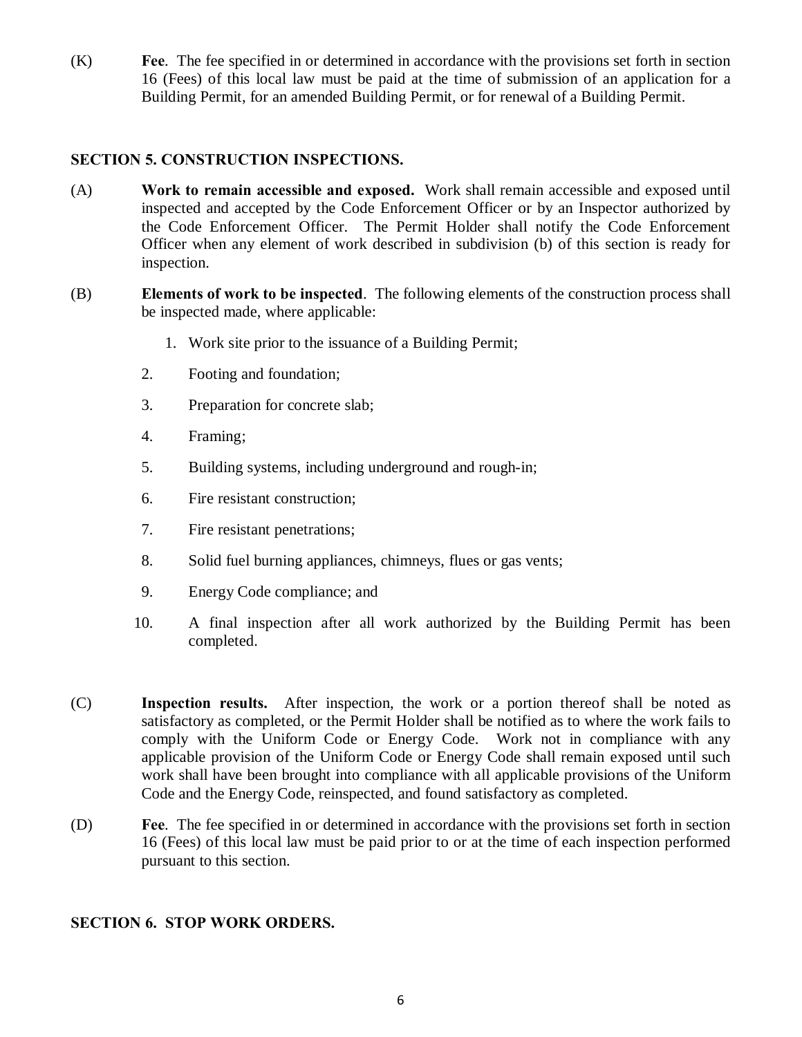(K) **Fee**. The fee specified in or determined in accordance with the provisions set forth in section 16 (Fees) of this local law must be paid at the time of submission of an application for a Building Permit, for an amended Building Permit, or for renewal of a Building Permit.

## SECTION 5. CONSTRUCTION INSPECTIONS.

(A) **Work to remain accessible and exposed.** Work shall remain accessible and exposed until inspected and accepted by the Code Enforcement Officer or by an Inspector authorized by the Code Enforcement Officer. The Permit Holder shall notify the Code Enforcement Officer when any element of work described in subdivision (b) of this section is ready for inspection.

(B) **Elements of work to be inspected**. The following elements of the construction process shall be inspected made, where applicable:

1. Work site prior to the issuance of a Building Permit;
2. Footing and foundation;
3. Preparation for concrete slab;
4. Framing;
5. Building systems, including underground and rough-in;
6. Fire resistant construction;
7. Fire resistant penetrations;
8. Solid fuel burning appliances, chimneys, flues or gas vents;
9. Energy Code compliance; and
10. A final inspection after all work authorized by the Building Permit has been completed.

(C) **Inspection results.** After inspection, the work or a portion thereof shall be noted as satisfactory as completed, or the Permit Holder shall be notified as to where the work fails to comply with the Uniform Code or Energy Code. Work not in compliance with any applicable provision of the Uniform Code or Energy Code shall remain exposed until such work shall have been brought into compliance with all applicable provisions of the Uniform Code and the Energy Code, reinspected, and found satisfactory as completed.

(D) **Fee**. The fee specified in or determined in accordance with the provisions set forth in section 16 (Fees) of this local law must be paid prior to or at the time of each inspection performed pursuant to this section.

## SECTION 6. STOP WORK ORDERS.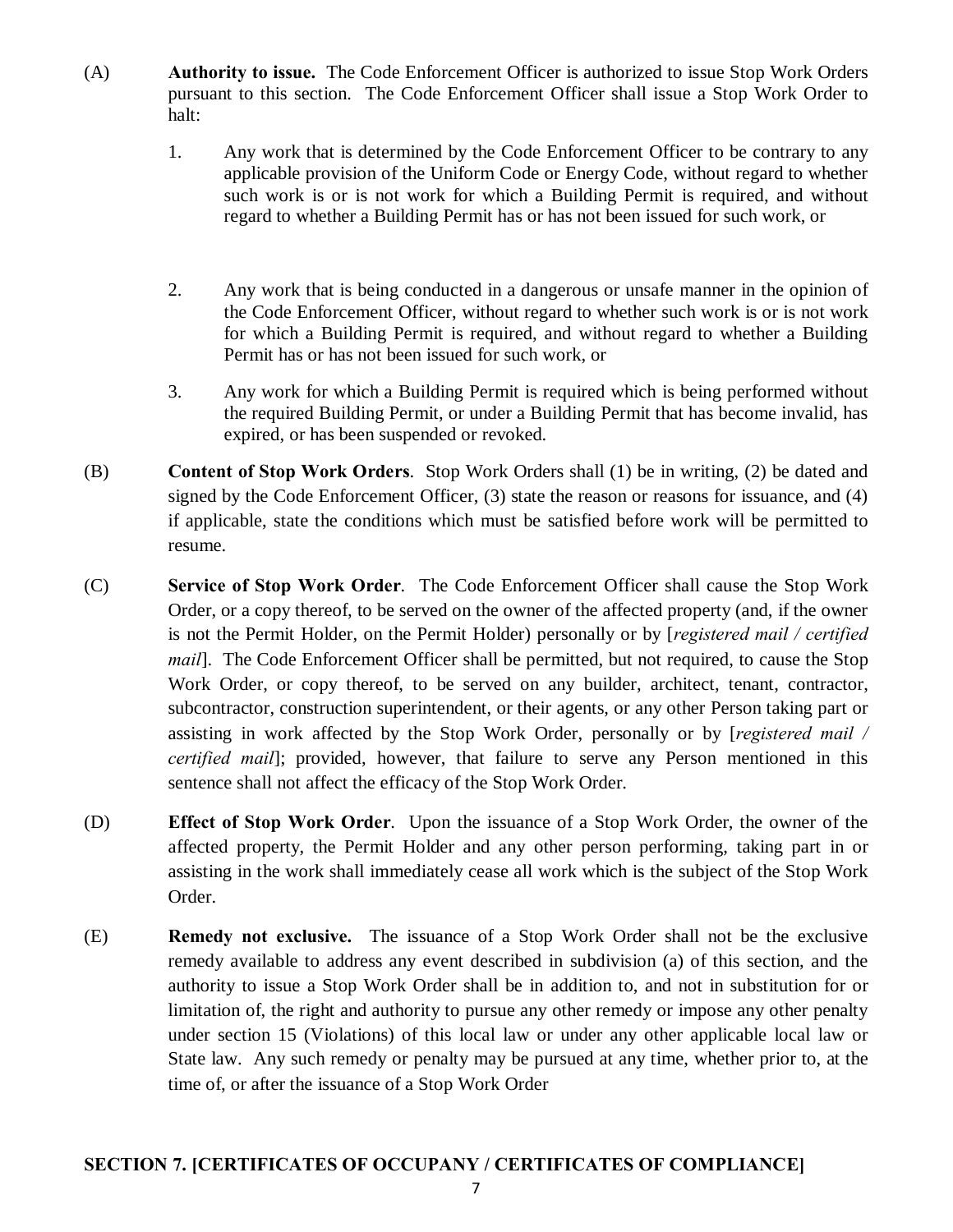(A) **Authority to issue.** The Code Enforcement Officer is authorized to issue Stop Work Orders pursuant to this section. The Code Enforcement Officer shall issue a Stop Work Order to halt:

1. Any work that is determined by the Code Enforcement Officer to be contrary to any applicable provision of the Uniform Code or Energy Code, without regard to whether such work is or is not work for which a Building Permit is required, and without regard to whether a Building Permit has or has not been issued for such work, or

2. Any work that is being conducted in a dangerous or unsafe manner in the opinion of the Code Enforcement Officer, without regard to whether such work is or is not work for which a Building Permit is required, and without regard to whether a Building Permit has or has not been issued for such work, or

3. Any work for which a Building Permit is required which is being performed without the required Building Permit, or under a Building Permit that has become invalid, has expired, or has been suspended or revoked.

(B) **Content of Stop Work Orders**. Stop Work Orders shall (1) be in writing, (2) be dated and signed by the Code Enforcement Officer, (3) state the reason or reasons for issuance, and (4) if applicable, state the conditions which must be satisfied before work will be permitted to resume.

(C) **Service of Stop Work Order**. The Code Enforcement Officer shall cause the Stop Work Order, or a copy thereof, to be served on the owner of the affected property (and, if the owner is not the Permit Holder, on the Permit Holder) personally or by [*registered mail / certified mail*]. The Code Enforcement Officer shall be permitted, but not required, to cause the Stop Work Order, or copy thereof, to be served on any builder, architect, tenant, contractor, subcontractor, construction superintendent, or their agents, or any other Person taking part or assisting in work affected by the Stop Work Order, personally or by [*registered mail / certified mail*]; provided, however, that failure to serve any Person mentioned in this sentence shall not affect the efficacy of the Stop Work Order.

(D) **Effect of Stop Work Order**. Upon the issuance of a Stop Work Order, the owner of the affected property, the Permit Holder and any other person performing, taking part in or assisting in the work shall immediately cease all work which is the subject of the Stop Work Order.

(E) **Remedy not exclusive.** The issuance of a Stop Work Order shall not be the exclusive remedy available to address any event described in subdivision (a) of this section, and the authority to issue a Stop Work Order shall be in addition to, and not in substitution for or limitation of, the right and authority to pursue any other remedy or impose any other penalty under section 15 (Violations) of this local law or under any other applicable local law or State law. Any such remedy or penalty may be pursued at any time, whether prior to, at the time of, or after the issuance of a Stop Work Order

**SECTION 7. [CERTIFICATES OF OCCUPANY / CERTIFICATES OF COMPLIANCE]**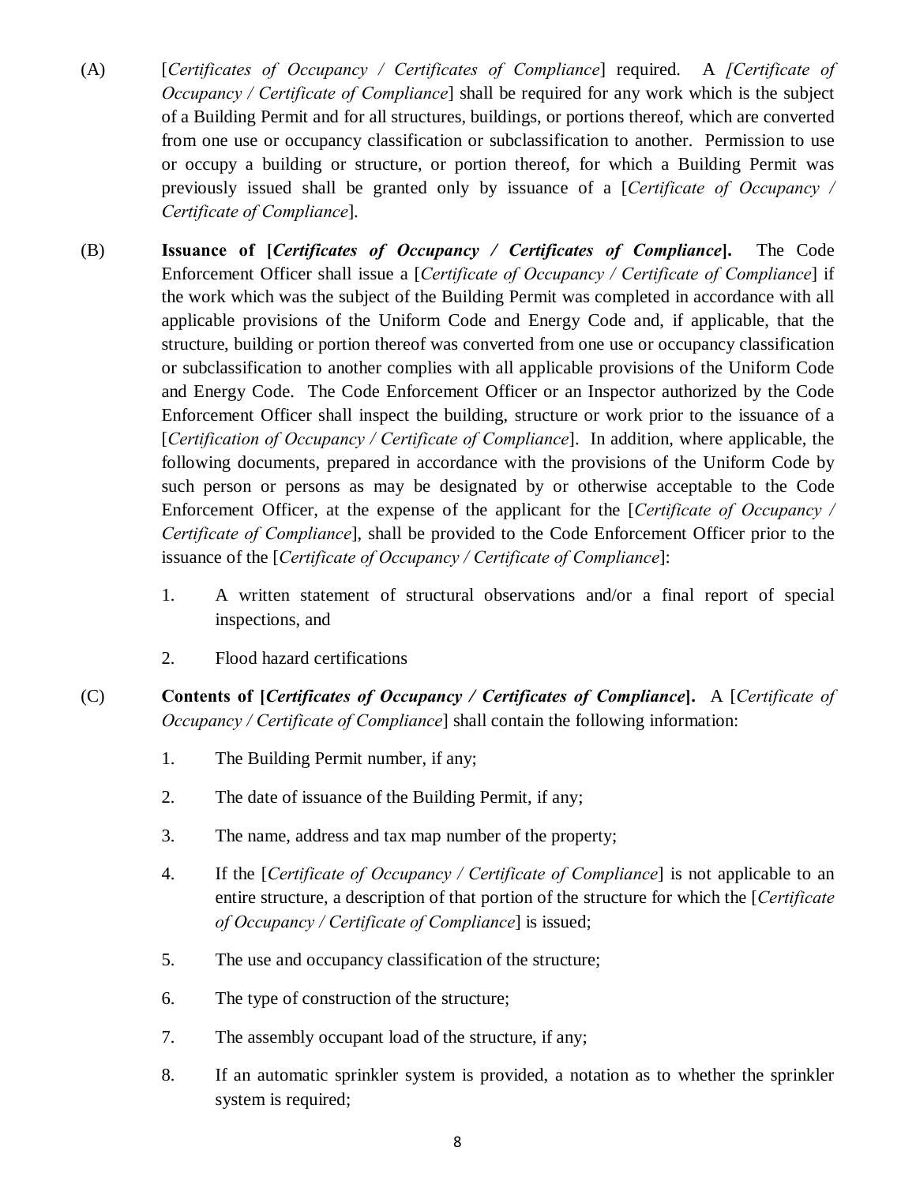(A) [*Certificates of Occupancy / Certificates of Compliance*] required. A *[Certificate of Occupancy / Certificate of Compliance*] shall be required for any work which is the subject of a Building Permit and for all structures, buildings, or portions thereof, which are converted from one use or occupancy classification or subclassification to another. Permission to use or occupy a building or structure, or portion thereof, for which a Building Permit was previously issued shall be granted only by issuance of a [*Certificate of Occupancy / Certificate of Compliance*].

(B) **Issuance of [*Certificates of Occupancy / Certificates of Compliance*].** The Code Enforcement Officer shall issue a [*Certificate of Occupancy / Certificate of Compliance*] if the work which was the subject of the Building Permit was completed in accordance with all applicable provisions of the Uniform Code and Energy Code and, if applicable, that the structure, building or portion thereof was converted from one use or occupancy classification or subclassification to another complies with all applicable provisions of the Uniform Code and Energy Code. The Code Enforcement Officer or an Inspector authorized by the Code Enforcement Officer shall inspect the building, structure or work prior to the issuance of a [*Certification of Occupancy / Certificate of Compliance*]. In addition, where applicable, the following documents, prepared in accordance with the provisions of the Uniform Code by such person or persons as may be designated by or otherwise acceptable to the Code Enforcement Officer, at the expense of the applicant for the [*Certificate of Occupancy / Certificate of Compliance*], shall be provided to the Code Enforcement Officer prior to the issuance of the [*Certificate of Occupancy / Certificate of Compliance*]:

1. A written statement of structural observations and/or a final report of special inspections, and
2. Flood hazard certifications

(C) **Contents of [*Certificates of Occupancy / Certificates of Compliance*].** A [*Certificate of Occupancy / Certificate of Compliance*] shall contain the following information:

1. The Building Permit number, if any;
2. The date of issuance of the Building Permit, if any;
3. The name, address and tax map number of the property;
4. If the [*Certificate of Occupancy / Certificate of Compliance*] is not applicable to an entire structure, a description of that portion of the structure for which the [*Certificate of Occupancy / Certificate of Compliance*] is issued;
5. The use and occupancy classification of the structure;
6. The type of construction of the structure;
7. The assembly occupant load of the structure, if any;
8. If an automatic sprinkler system is provided, a notation as to whether the sprinkler system is required;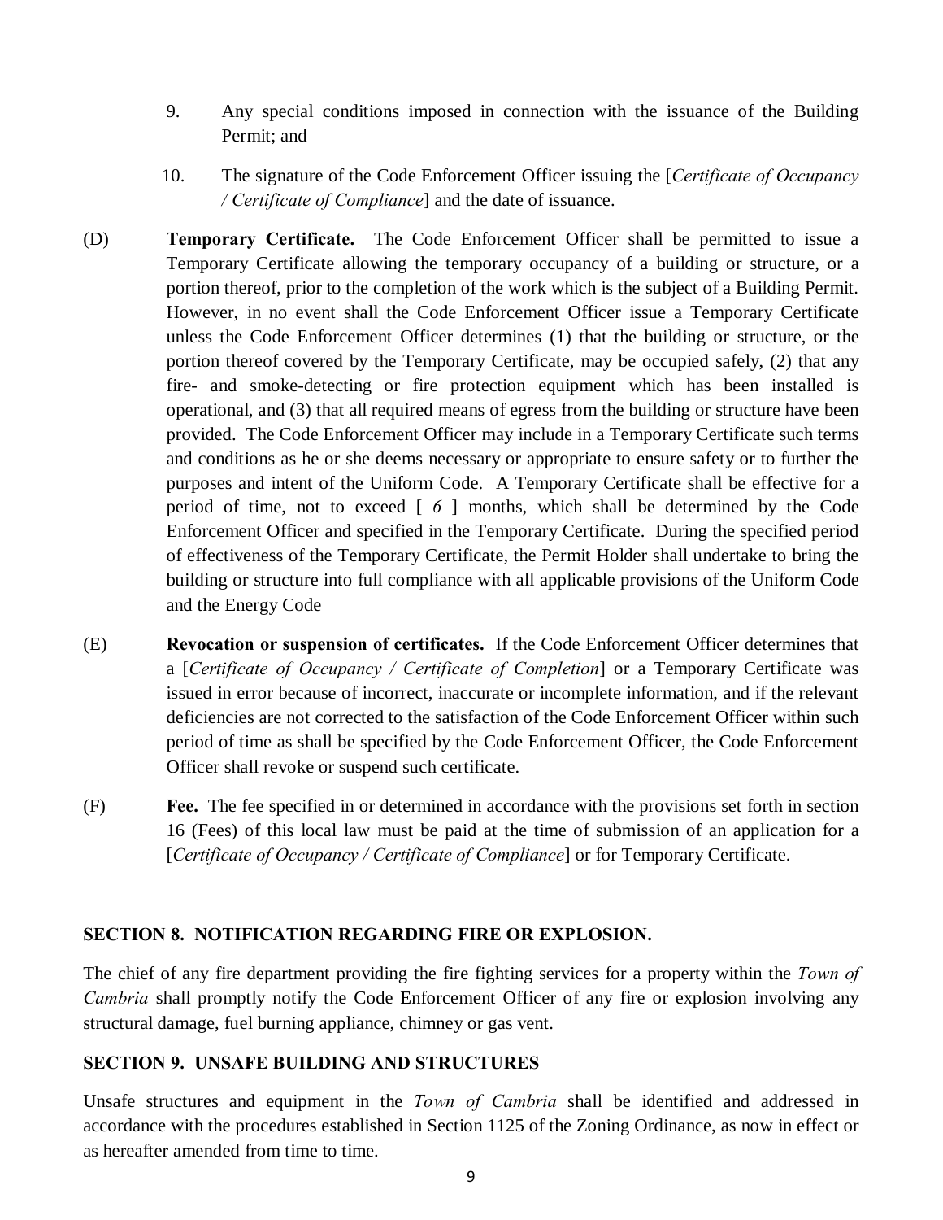9. Any special conditions imposed in connection with the issuance of the Building Permit; and

10. The signature of the Code Enforcement Officer issuing the [*Certificate of Occupancy / Certificate of Compliance*] and the date of issuance.

(D) **Temporary Certificate.** The Code Enforcement Officer shall be permitted to issue a Temporary Certificate allowing the temporary occupancy of a building or structure, or a portion thereof, prior to the completion of the work which is the subject of a Building Permit. However, in no event shall the Code Enforcement Officer issue a Temporary Certificate unless the Code Enforcement Officer determines (1) that the building or structure, or the portion thereof covered by the Temporary Certificate, may be occupied safely, (2) that any fire- and smoke-detecting or fire protection equipment which has been installed is operational, and (3) that all required means of egress from the building or structure have been provided. The Code Enforcement Officer may include in a Temporary Certificate such terms and conditions as he or she deems necessary or appropriate to ensure safety or to further the purposes and intent of the Uniform Code. A Temporary Certificate shall be effective for a period of time, not to exceed [ *6* ] months, which shall be determined by the Code Enforcement Officer and specified in the Temporary Certificate. During the specified period of effectiveness of the Temporary Certificate, the Permit Holder shall undertake to bring the building or structure into full compliance with all applicable provisions of the Uniform Code and the Energy Code

(E) **Revocation or suspension of certificates.** If the Code Enforcement Officer determines that a [*Certificate of Occupancy / Certificate of Completion*] or a Temporary Certificate was issued in error because of incorrect, inaccurate or incomplete information, and if the relevant deficiencies are not corrected to the satisfaction of the Code Enforcement Officer within such period of time as shall be specified by the Code Enforcement Officer, the Code Enforcement Officer shall revoke or suspend such certificate.

(F) **Fee.** The fee specified in or determined in accordance with the provisions set forth in section 16 (Fees) of this local law must be paid at the time of submission of an application for a [*Certificate of Occupancy / Certificate of Compliance*] or for Temporary Certificate.

## SECTION 8. NOTIFICATION REGARDING FIRE OR EXPLOSION.

The chief of any fire department providing the fire fighting services for a property within the *Town of Cambria* shall promptly notify the Code Enforcement Officer of any fire or explosion involving any structural damage, fuel burning appliance, chimney or gas vent.

## SECTION 9. UNSAFE BUILDING AND STRUCTURES

Unsafe structures and equipment in the *Town of Cambria* shall be identified and addressed in accordance with the procedures established in Section 1125 of the Zoning Ordinance, as now in effect or as hereafter amended from time to time.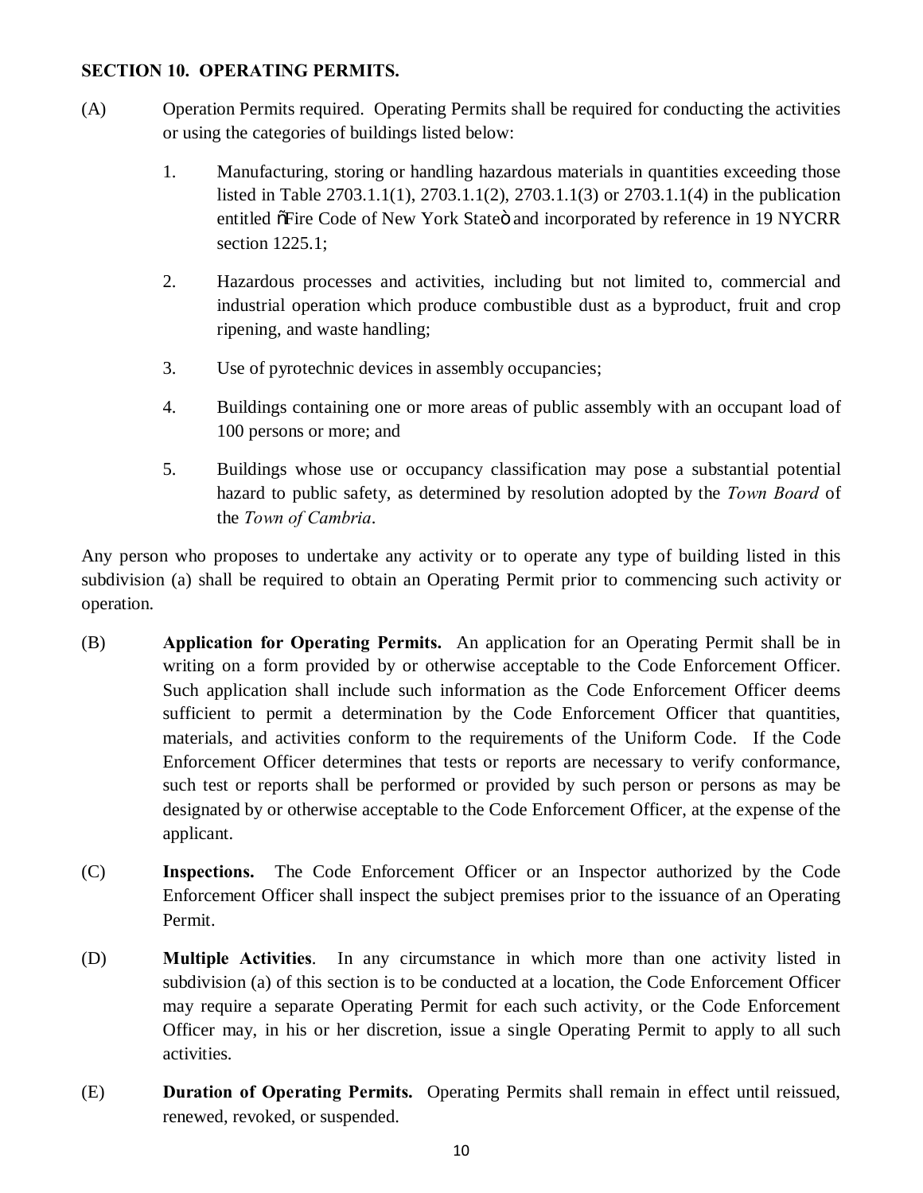**SECTION 10. OPERATING PERMITS.**

(A) Operation Permits required. Operating Permits shall be required for conducting the activities or using the categories of buildings listed below:

1. Manufacturing, storing or handling hazardous materials in quantities exceeding those listed in Table 2703.1.1(1), 2703.1.1(2), 2703.1.1(3) or 2703.1.1(4) in the publication entitled õFire Code of New York Stateö and incorporated by reference in 19 NYCRR section 1225.1;

2. Hazardous processes and activities, including but not limited to, commercial and industrial operation which produce combustible dust as a byproduct, fruit and crop ripening, and waste handling;

3. Use of pyrotechnic devices in assembly occupancies;

4. Buildings containing one or more areas of public assembly with an occupant load of 100 persons or more; and

5. Buildings whose use or occupancy classification may pose a substantial potential hazard to public safety, as determined by resolution adopted by the *Town Board* of the *Town of Cambria*.

Any person who proposes to undertake any activity or to operate any type of building listed in this subdivision (a) shall be required to obtain an Operating Permit prior to commencing such activity or operation.

(B) **Application for Operating Permits.** An application for an Operating Permit shall be in writing on a form provided by or otherwise acceptable to the Code Enforcement Officer. Such application shall include such information as the Code Enforcement Officer deems sufficient to permit a determination by the Code Enforcement Officer that quantities, materials, and activities conform to the requirements of the Uniform Code. If the Code Enforcement Officer determines that tests or reports are necessary to verify conformance, such test or reports shall be performed or provided by such person or persons as may be designated by or otherwise acceptable to the Code Enforcement Officer, at the expense of the applicant.

(C) **Inspections.** The Code Enforcement Officer or an Inspector authorized by the Code Enforcement Officer shall inspect the subject premises prior to the issuance of an Operating Permit.

(D) **Multiple Activities**. In any circumstance in which more than one activity listed in subdivision (a) of this section is to be conducted at a location, the Code Enforcement Officer may require a separate Operating Permit for each such activity, or the Code Enforcement Officer may, in his or her discretion, issue a single Operating Permit to apply to all such activities.

(E) **Duration of Operating Permits.** Operating Permits shall remain in effect until reissued, renewed, revoked, or suspended.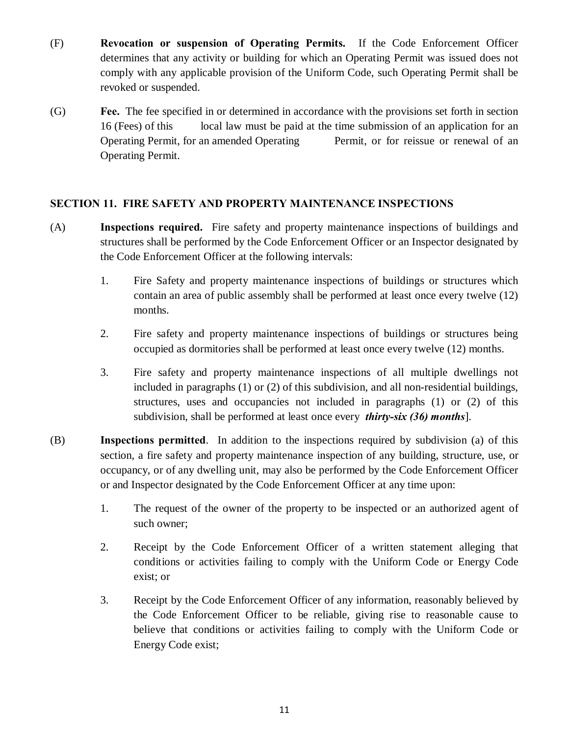(F) **Revocation or suspension of Operating Permits.** If the Code Enforcement Officer determines that any activity or building for which an Operating Permit was issued does not comply with any applicable provision of the Uniform Code, such Operating Permit shall be revoked or suspended.

(G) **Fee.** The fee specified in or determined in accordance with the provisions set forth in section 16 (Fees) of this local law must be paid at the time submission of an application for an Operating Permit, for an amended Operating Permit, or for reissue or renewal of an Operating Permit.

## SECTION 11. FIRE SAFETY AND PROPERTY MAINTENANCE INSPECTIONS

(A) **Inspections required.** Fire safety and property maintenance inspections of buildings and structures shall be performed by the Code Enforcement Officer or an Inspector designated by the Code Enforcement Officer at the following intervals:

1. Fire Safety and property maintenance inspections of buildings or structures which contain an area of public assembly shall be performed at least once every twelve (12) months.

2. Fire safety and property maintenance inspections of buildings or structures being occupied as dormitories shall be performed at least once every twelve (12) months.

3. Fire safety and property maintenance inspections of all multiple dwellings not included in paragraphs (1) or (2) of this subdivision, and all non-residential buildings, structures, uses and occupancies not included in paragraphs (1) or (2) of this subdivision, shall be performed at least once every ***thirty-six (36) months***].

(B) **Inspections permitted**. In addition to the inspections required by subdivision (a) of this section, a fire safety and property maintenance inspection of any building, structure, use, or occupancy, or of any dwelling unit, may also be performed by the Code Enforcement Officer or and Inspector designated by the Code Enforcement Officer at any time upon:

1. The request of the owner of the property to be inspected or an authorized agent of such owner;

2. Receipt by the Code Enforcement Officer of a written statement alleging that conditions or activities failing to comply with the Uniform Code or Energy Code exist; or

3. Receipt by the Code Enforcement Officer of any information, reasonably believed by the Code Enforcement Officer to be reliable, giving rise to reasonable cause to believe that conditions or activities failing to comply with the Uniform Code or Energy Code exist;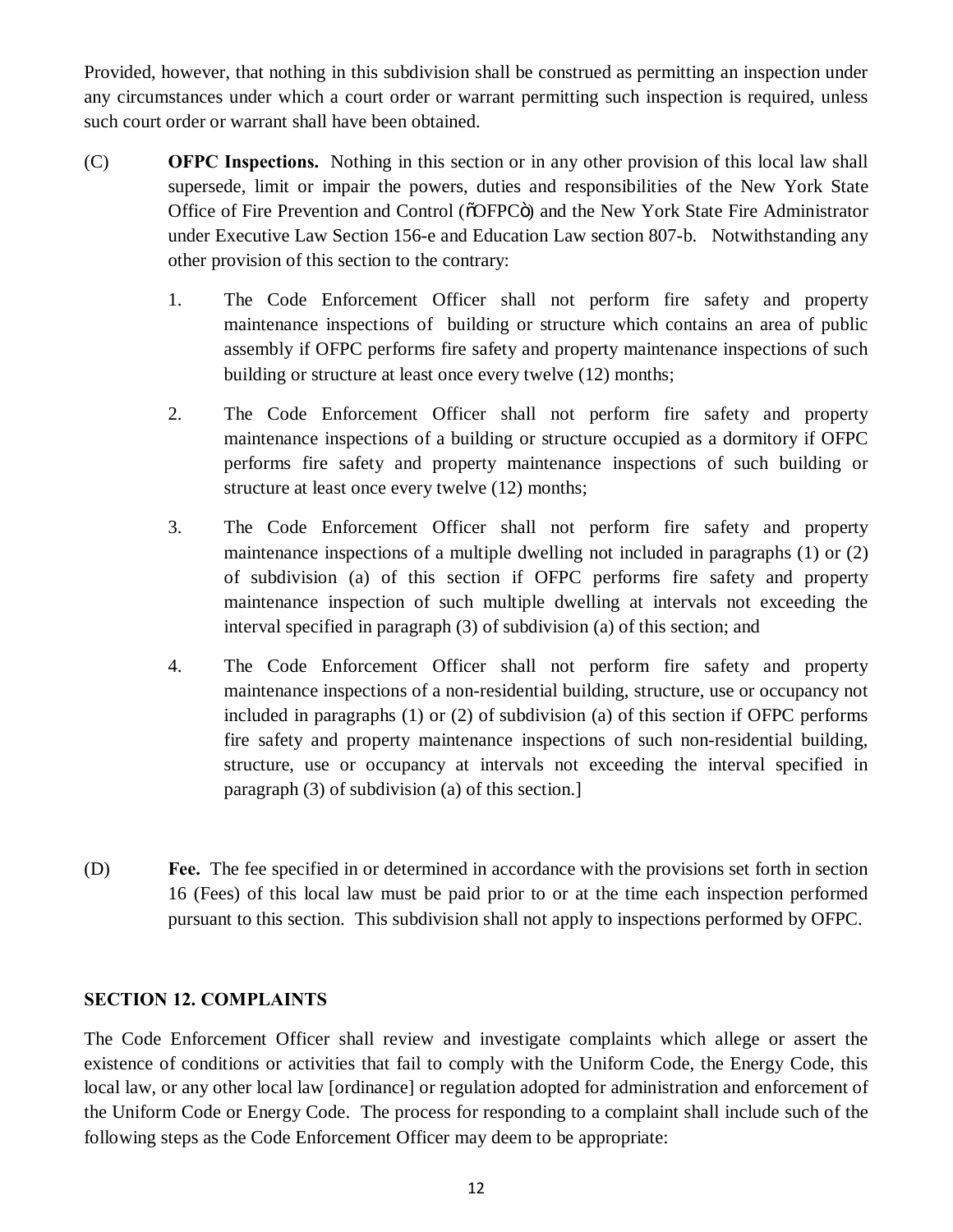Provided, however, that nothing in this subdivision shall be construed as permitting an inspection under any circumstances under which a court order or warrant permitting such inspection is required, unless such court order or warrant shall have been obtained.

(C) **OFPC Inspections.** Nothing in this section or in any other provision of this local law shall supersede, limit or impair the powers, duties and responsibilities of the New York State Office of Fire Prevention and Control ("OFPC") and the New York State Fire Administrator under Executive Law Section 156-e and Education Law section 807-b. Notwithstanding any other provision of this section to the contrary:

1. The Code Enforcement Officer shall not perform fire safety and property maintenance inspections of building or structure which contains an area of public assembly if OFPC performs fire safety and property maintenance inspections of such building or structure at least once every twelve (12) months;

2. The Code Enforcement Officer shall not perform fire safety and property maintenance inspections of a building or structure occupied as a dormitory if OFPC performs fire safety and property maintenance inspections of such building or structure at least once every twelve (12) months;

3. The Code Enforcement Officer shall not perform fire safety and property maintenance inspections of a multiple dwelling not included in paragraphs (1) or (2) of subdivision (a) of this section if OFPC performs fire safety and property maintenance inspection of such multiple dwelling at intervals not exceeding the interval specified in paragraph (3) of subdivision (a) of this section; and

4. The Code Enforcement Officer shall not perform fire safety and property maintenance inspections of a non-residential building, structure, use or occupancy not included in paragraphs (1) or (2) of subdivision (a) of this section if OFPC performs fire safety and property maintenance inspections of such non-residential building, structure, use or occupancy at intervals not exceeding the interval specified in paragraph (3) of subdivision (a) of this section.]

(D) **Fee.** The fee specified in or determined in accordance with the provisions set forth in section 16 (Fees) of this local law must be paid prior to or at the time each inspection performed pursuant to this section. This subdivision shall not apply to inspections performed by OFPC.

### SECTION 12. COMPLAINTS

The Code Enforcement Officer shall review and investigate complaints which allege or assert the existence of conditions or activities that fail to comply with the Uniform Code, the Energy Code, this local law, or any other local law [ordinance] or regulation adopted for administration and enforcement of the Uniform Code or Energy Code. The process for responding to a complaint shall include such of the following steps as the Code Enforcement Officer may deem to be appropriate: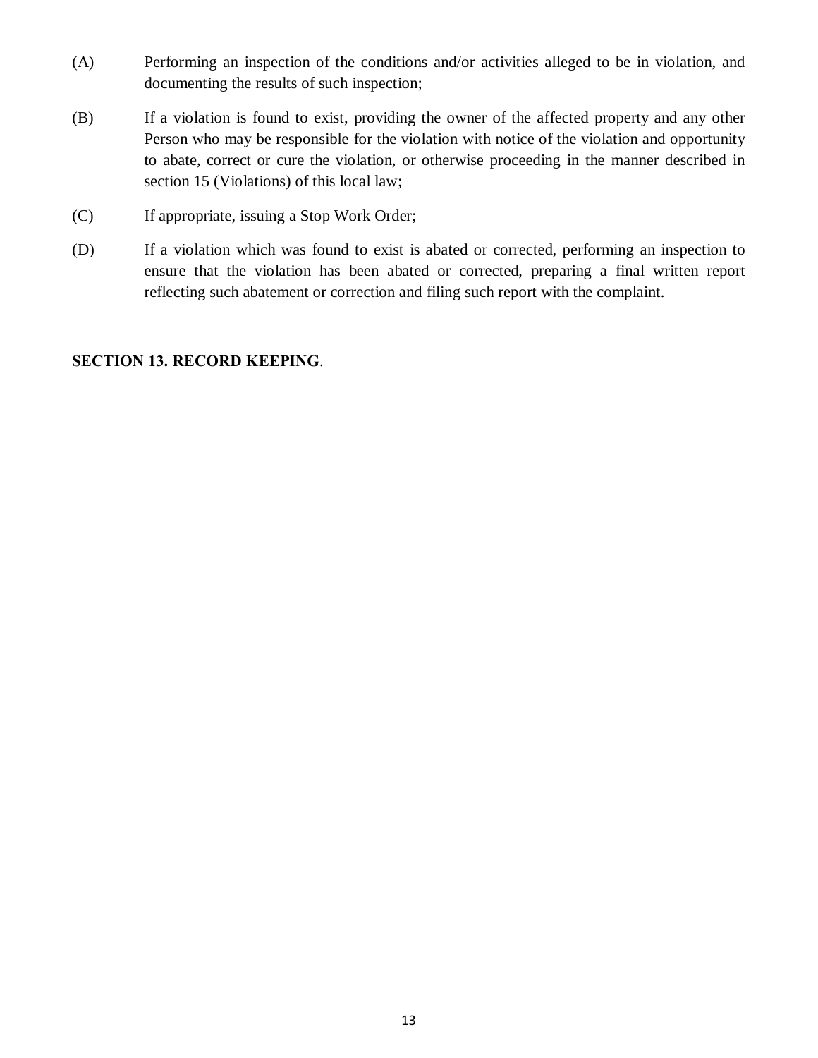(A) Performing an inspection of the conditions and/or activities alleged to be in violation, and documenting the results of such inspection;

(B) If a violation is found to exist, providing the owner of the affected property and any other Person who may be responsible for the violation with notice of the violation and opportunity to abate, correct or cure the violation, or otherwise proceeding in the manner described in section 15 (Violations) of this local law;

(C) If appropriate, issuing a Stop Work Order;

(D) If a violation which was found to exist is abated or corrected, performing an inspection to ensure that the violation has been abated or corrected, preparing a final written report reflecting such abatement or correction and filing such report with the complaint.

**SECTION 13. RECORD KEEPING**.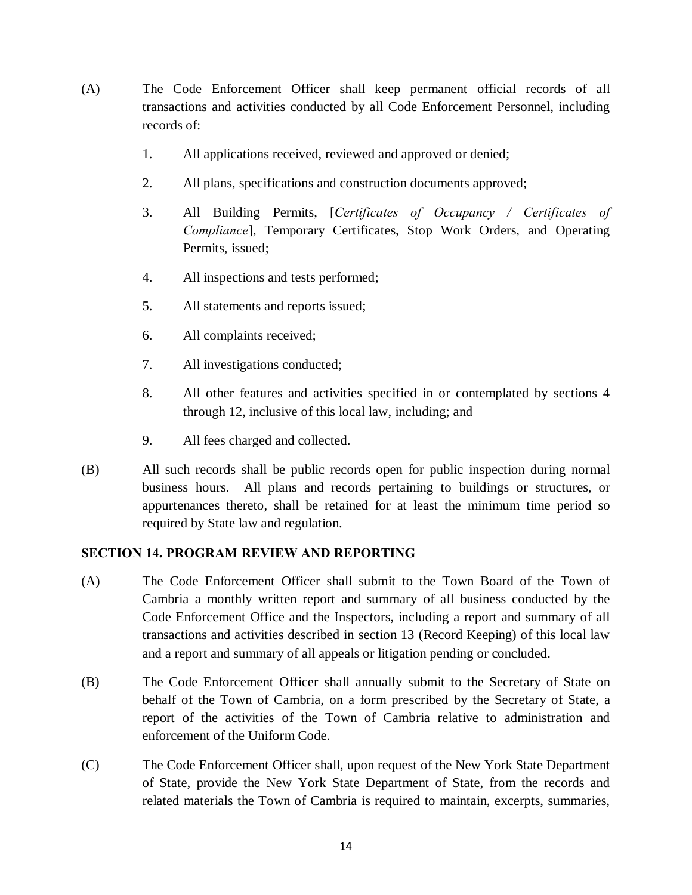(A) The Code Enforcement Officer shall keep permanent official records of all transactions and activities conducted by all Code Enforcement Personnel, including records of:

1. All applications received, reviewed and approved or denied;
2. All plans, specifications and construction documents approved;
3. All Building Permits, [*Certificates of Occupancy / Certificates of Compliance*], Temporary Certificates, Stop Work Orders, and Operating Permits, issued;
4. All inspections and tests performed;
5. All statements and reports issued;
6. All complaints received;
7. All investigations conducted;
8. All other features and activities specified in or contemplated by sections 4 through 12, inclusive of this local law, including; and
9. All fees charged and collected.

(B) All such records shall be public records open for public inspection during normal business hours. All plans and records pertaining to buildings or structures, or appurtenances thereto, shall be retained for at least the minimum time period so required by State law and regulation.

**SECTION 14. PROGRAM REVIEW AND REPORTING**

(A) The Code Enforcement Officer shall submit to the Town Board of the Town of Cambria a monthly written report and summary of all business conducted by the Code Enforcement Office and the Inspectors, including a report and summary of all transactions and activities described in section 13 (Record Keeping) of this local law and a report and summary of all appeals or litigation pending or concluded.

(B) The Code Enforcement Officer shall annually submit to the Secretary of State on behalf of the Town of Cambria, on a form prescribed by the Secretary of State, a report of the activities of the Town of Cambria relative to administration and enforcement of the Uniform Code.

(C) The Code Enforcement Officer shall, upon request of the New York State Department of State, provide the New York State Department of State, from the records and related materials the Town of Cambria is required to maintain, excerpts, summaries,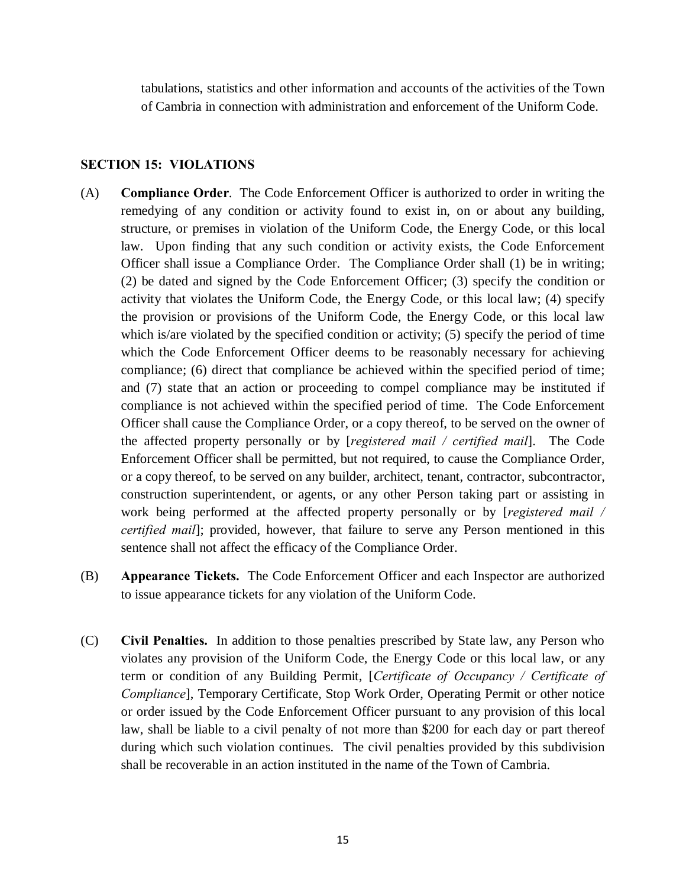tabulations, statistics and other information and accounts of the activities of the Town of Cambria in connection with administration and enforcement of the Uniform Code.

## SECTION 15: VIOLATIONS

(A) **Compliance Order**. The Code Enforcement Officer is authorized to order in writing the remedying of any condition or activity found to exist in, on or about any building, structure, or premises in violation of the Uniform Code, the Energy Code, or this local law. Upon finding that any such condition or activity exists, the Code Enforcement Officer shall issue a Compliance Order. The Compliance Order shall (1) be in writing; (2) be dated and signed by the Code Enforcement Officer; (3) specify the condition or activity that violates the Uniform Code, the Energy Code, or this local law; (4) specify the provision or provisions of the Uniform Code, the Energy Code, or this local law which is/are violated by the specified condition or activity; (5) specify the period of time which the Code Enforcement Officer deems to be reasonably necessary for achieving compliance; (6) direct that compliance be achieved within the specified period of time; and (7) state that an action or proceeding to compel compliance may be instituted if compliance is not achieved within the specified period of time. The Code Enforcement Officer shall cause the Compliance Order, or a copy thereof, to be served on the owner of the affected property personally or by [*registered mail / certified mail*]. The Code Enforcement Officer shall be permitted, but not required, to cause the Compliance Order, or a copy thereof, to be served on any builder, architect, tenant, contractor, subcontractor, construction superintendent, or agents, or any other Person taking part or assisting in work being performed at the affected property personally or by [*registered mail / certified mail*]; provided, however, that failure to serve any Person mentioned in this sentence shall not affect the efficacy of the Compliance Order.

(B) **Appearance Tickets.** The Code Enforcement Officer and each Inspector are authorized to issue appearance tickets for any violation of the Uniform Code.

(C) **Civil Penalties.** In addition to those penalties prescribed by State law, any Person who violates any provision of the Uniform Code, the Energy Code or this local law, or any term or condition of any Building Permit, [*Certificate of Occupancy / Certificate of Compliance*], Temporary Certificate, Stop Work Order, Operating Permit or other notice or order issued by the Code Enforcement Officer pursuant to any provision of this local law, shall be liable to a civil penalty of not more than $200 for each day or part thereof during which such violation continues. The civil penalties provided by this subdivision shall be recoverable in an action instituted in the name of the Town of Cambria.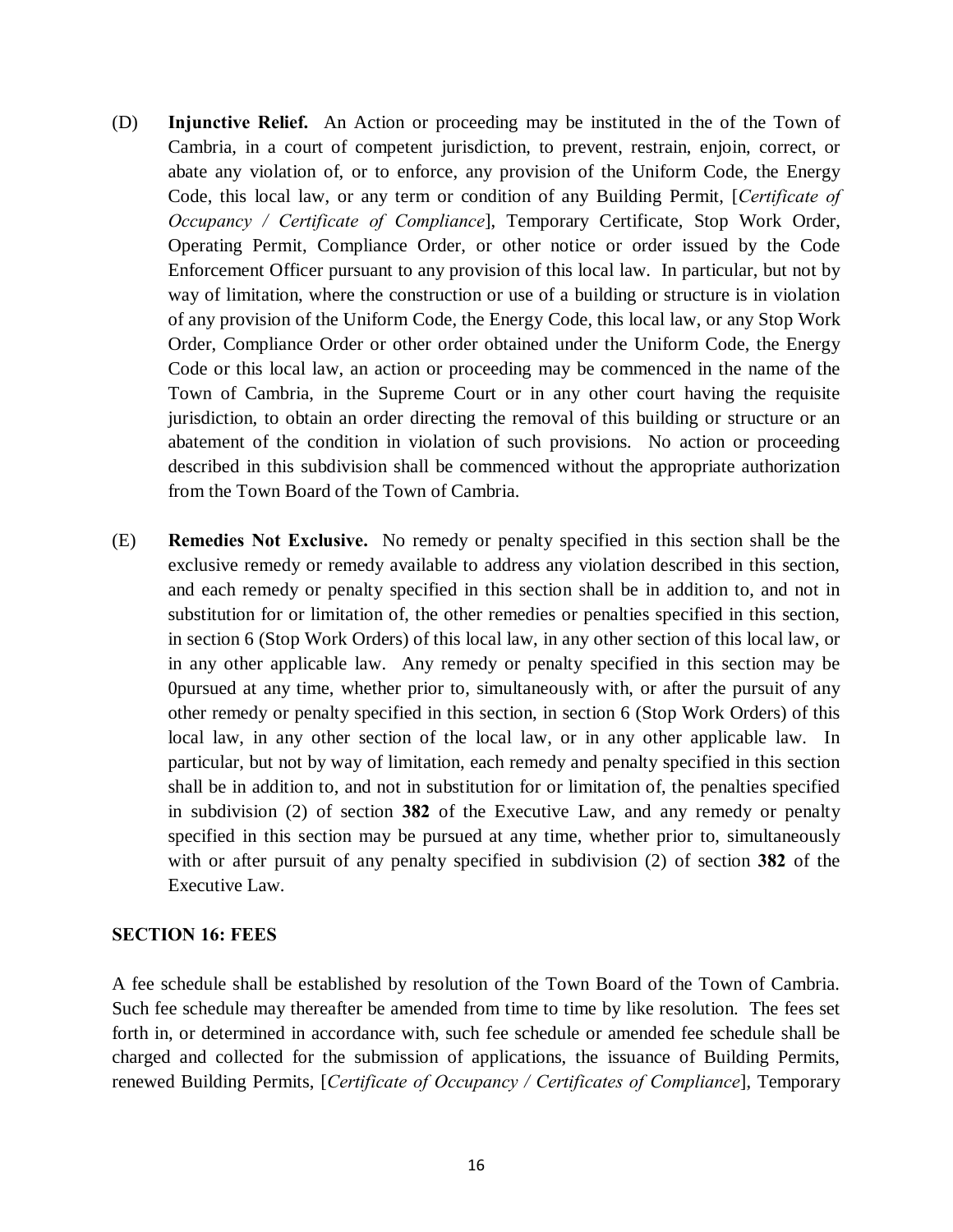(D) **Injunctive Relief.** An Action or proceeding may be instituted in the of the Town of Cambria, in a court of competent jurisdiction, to prevent, restrain, enjoin, correct, or abate any violation of, or to enforce, any provision of the Uniform Code, the Energy Code, this local law, or any term or condition of any Building Permit, [*Certificate of Occupancy / Certificate of Compliance*], Temporary Certificate, Stop Work Order, Operating Permit, Compliance Order, or other notice or order issued by the Code Enforcement Officer pursuant to any provision of this local law. In particular, but not by way of limitation, where the construction or use of a building or structure is in violation of any provision of the Uniform Code, the Energy Code, this local law, or any Stop Work Order, Compliance Order or other order obtained under the Uniform Code, the Energy Code or this local law, an action or proceeding may be commenced in the name of the Town of Cambria, in the Supreme Court or in any other court having the requisite jurisdiction, to obtain an order directing the removal of this building or structure or an abatement of the condition in violation of such provisions. No action or proceeding described in this subdivision shall be commenced without the appropriate authorization from the Town Board of the Town of Cambria.

(E) **Remedies Not Exclusive.** No remedy or penalty specified in this section shall be the exclusive remedy or remedy available to address any violation described in this section, and each remedy or penalty specified in this section shall be in addition to, and not in substitution for or limitation of, the other remedies or penalties specified in this section, in section 6 (Stop Work Orders) of this local law, in any other section of this local law, or in any other applicable law. Any remedy or penalty specified in this section may be 0pursued at any time, whether prior to, simultaneously with, or after the pursuit of any other remedy or penalty specified in this section, in section 6 (Stop Work Orders) of this local law, in any other section of the local law, or in any other applicable law. In particular, but not by way of limitation, each remedy and penalty specified in this section shall be in addition to, and not in substitution for or limitation of, the penalties specified in subdivision (2) of section **382** of the Executive Law, and any remedy or penalty specified in this section may be pursued at any time, whether prior to, simultaneously with or after pursuit of any penalty specified in subdivision (2) of section **382** of the Executive Law.

**SECTION 16: FEES**

A fee schedule shall be established by resolution of the Town Board of the Town of Cambria. Such fee schedule may thereafter be amended from time to time by like resolution. The fees set forth in, or determined in accordance with, such fee schedule or amended fee schedule shall be charged and collected for the submission of applications, the issuance of Building Permits, renewed Building Permits, [*Certificate of Occupancy / Certificates of Compliance*], Temporary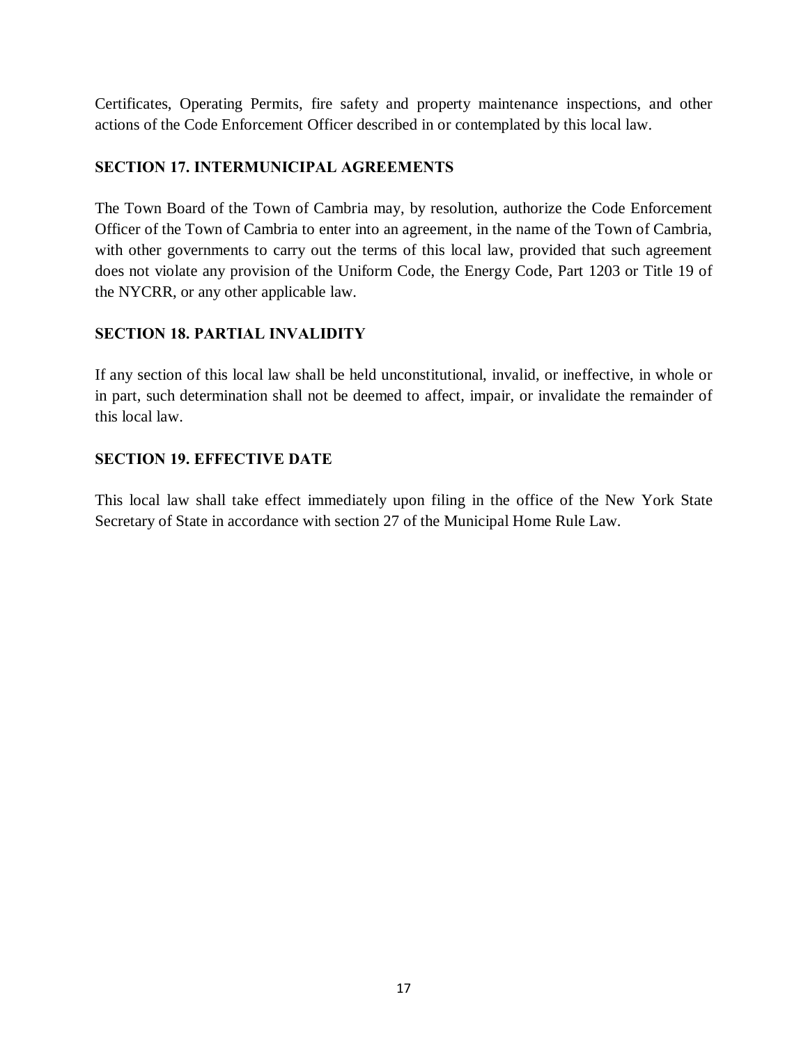Certificates, Operating Permits, fire safety and property maintenance inspections, and other actions of the Code Enforcement Officer described in or contemplated by this local law.

## SECTION 17. INTERMUNICIPAL AGREEMENTS

The Town Board of the Town of Cambria may, by resolution, authorize the Code Enforcement Officer of the Town of Cambria to enter into an agreement, in the name of the Town of Cambria, with other governments to carry out the terms of this local law, provided that such agreement does not violate any provision of the Uniform Code, the Energy Code, Part 1203 or Title 19 of the NYCRR, or any other applicable law.

## SECTION 18. PARTIAL INVALIDITY

If any section of this local law shall be held unconstitutional, invalid, or ineffective, in whole or in part, such determination shall not be deemed to affect, impair, or invalidate the remainder of this local law.

## SECTION 19. EFFECTIVE DATE

This local law shall take effect immediately upon filing in the office of the New York State Secretary of State in accordance with section 27 of the Municipal Home Rule Law.